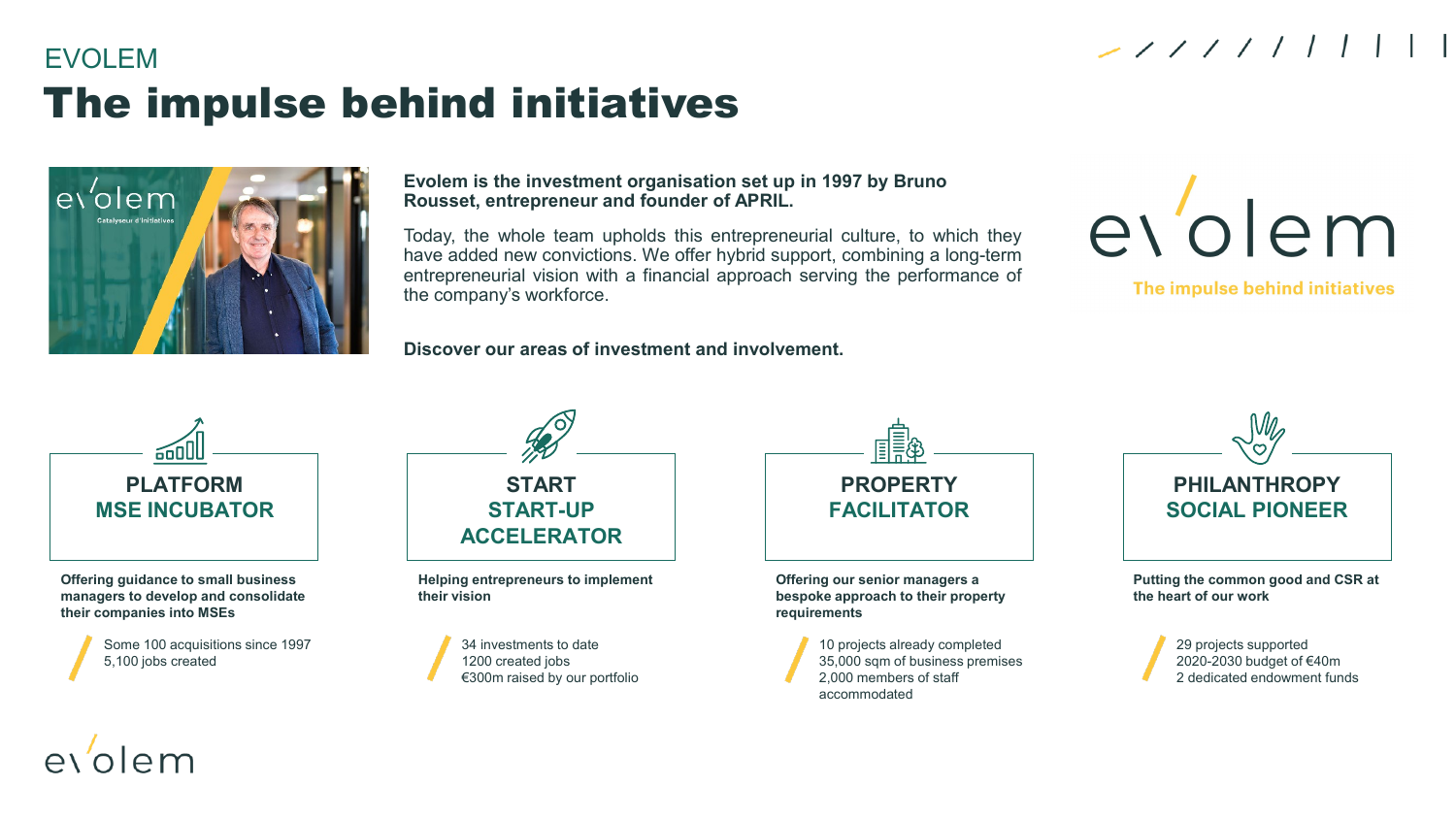EVOLEM

# The impulse behind initiatives

**Evolem is the investment organisation set up in 1997 by Bruno Rousset, entrepreneur and founder of APRIL.**

Today, the whole team upholds this entrepreneurial culture, to which they have added new convictions. We offer hybrid support, combining a long-term entrepreneurial vision with a financial approach serving the performance of the company's workforce.

**Discover our areas of investment and involvement.**

evolem

The impulse behind initiatives

## PLATFORM MSE INCUBATOR

**Offering guidance to small business managers to develop and consolidate their companies into MSEs**

Some 100 acquisitions since 1997
5,100 jobs created

## START START-UP ACCELERATOR

**Helping entrepreneurs to implement their vision**

34 investments to date
1200 created jobs
€300m raised by our portfolio

## PROPERTY FACILITATOR

**Offering our senior managers a bespoke approach to their property requirements**

10 projects already completed
35,000 sqm of business premises
2,000 members of staff accommodated

## PHILANTHROPY SOCIAL PIONEER

**Putting the common good and CSR at the heart of our work**

29 projects supported
2020-2030 budget of €40m
2 dedicated endowment funds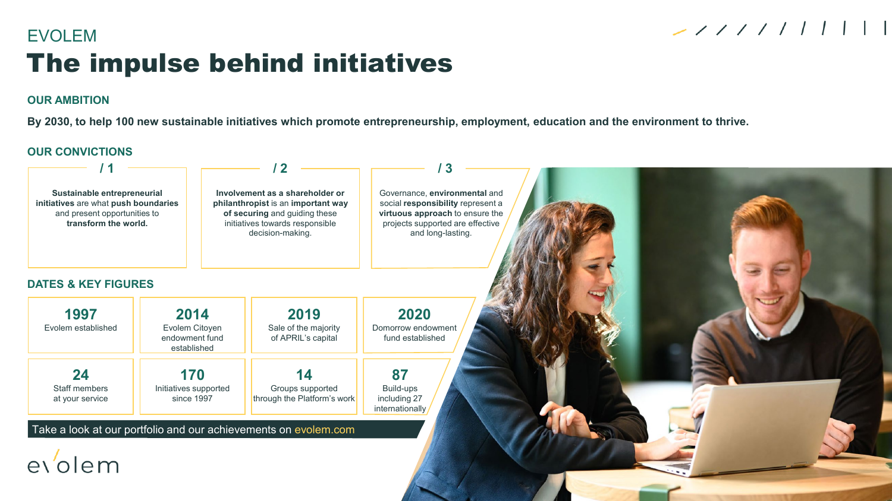EVOLEM

# The impulse behind initiatives

## OUR AMBITION

**By 2030, to help 100 new sustainable initiatives which promote entrepreneurship, employment, education and the environment to thrive.**

## OUR CONVICTIONS

**/ 1**

**Sustainable entrepreneurial initiatives** are what **push boundaries** and present opportunities to **transform the world.**

**/ 2**

**Involvement as a shareholder or philanthropist** is an **important way of securing** and guiding these initiatives towards responsible decision-making.

**/ 3**

Governance, **environmental** and social **responsibility** represent a **virtuous approach** to ensure the projects supported are effective and long-lasting.

## DATES & KEY FIGURES

**1997**
Evolem established

**2014**
Evolem Citoyen endowment fund established

**2019**
Sale of the majority of APRIL's capital

**2020**
Domorrow endowment fund established

**24**
Staff members at your service

**170**
Initiatives supported since 1997

**14**
Groups supported through the Platform's work

**87**
Build-ups including 27 internationally

Take a look at our portfolio and our achievements on evolem.com

evolem